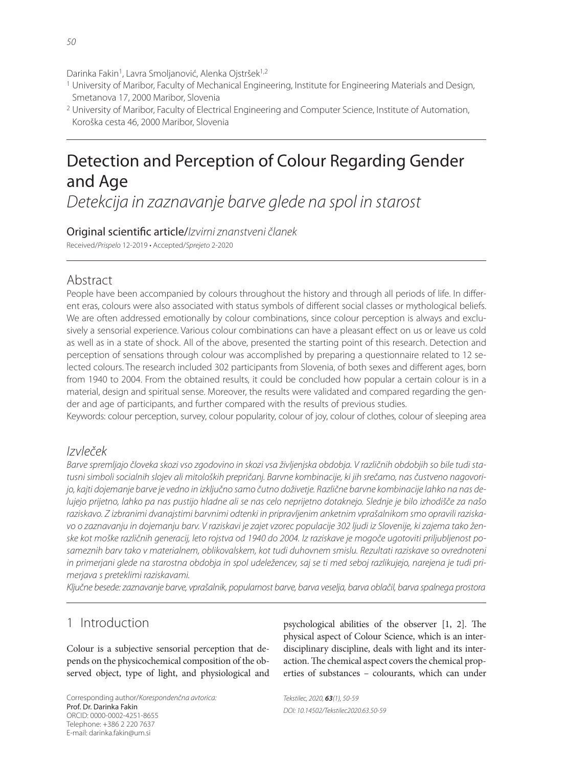Darinka Fakin[1], Lavra Smoljanović, Alenka Ojstršek[1,2]

[1] University of Maribor, Faculty of Mechanical Engineering, Institute for Engineering Materials and Design, Smetanova 17, 2000 Maribor, Slovenia

[2] University of Maribor, Faculty of Electrical Engineering and Computer Science, Institute of Automation, Koroška cesta 46, 2000 Maribor, Slovenia

# Detection and Perception of Colour Regarding Gender and Age

*Detekcija in zaznavanje barve glede na spol in starost*

Original scientific article/*Izvirni znanstveni članek*

Received/*Prispelo* 12-2019 • Accepted/*Sprejeto* 2-2020

## Abstract

People have been accompanied by colours throughout the history and through all periods of life. In different eras, colours were also associated with status symbols of different social classes or mythological beliefs. We are often addressed emotionally by colour combinations, since colour perception is always and exclusively a sensorial experience. Various colour combinations can have a pleasant effect on us or leave us cold as well as in a state of shock. All of the above, presented the starting point of this research. Detection and perception of sensations through colour was accomplished by preparing a questionnaire related to 12 selected colours. The research included 302 participants from Slovenia, of both sexes and different ages, born from 1940 to 2004. From the obtained results, it could be concluded how popular a certain colour is in a material, design and spiritual sense. Moreover, the results were validated and compared regarding the gender and age of participants, and further compared with the results of previous studies.

Keywords: colour perception, survey, colour popularity, colour of joy, colour of clothes, colour of sleeping area

## *Izvleček*

*Barve spremljajo človeka skozi vso zgodovino in skozi vsa življenjska obdobja. V različnih obdobjih so bile tudi statusni simboli socialnih slojev ali mitoloških prepričanj. Barvne kombinacije, ki jih srečamo, nas čustveno nagovorijo, kajti dojemanje barve je vedno in izključno samo čutno doživetje. Različne barvne kombinacije lahko na nas delujejo prijetno, lahko pa nas pustijo hladne ali se nas celo neprijetno dotaknejo. Slednje je bilo izhodišče za našo raziskavo. Z izbranimi dvanajstimi barvnimi odtenki in pripravljenim anketnim vprašalnikom smo opravili raziskavo o zaznavanju in dojemanju barv. V raziskavi je zajet vzorec populacije 302 ljudi iz Slovenije, ki zajema tako ženske kot moške različnih generacij, leto rojstva od 1940 do 2004. Iz raziskave je mogoče ugotoviti priljubljenost posameznih barv tako v materialnem, oblikovalskem, kot tudi duhovnem smislu. Rezultati raziskave so ovrednoteni in primerjani glede na starostna obdobja in spol udeležencev, saj se ti med seboj razlikujejo, narejena je tudi primerjava s preteklimi raziskavami.*

*Ključne besede: zaznavanje barve, vprašalnik, popularnost barve, barva veselja, barva oblačil, barva spalnega prostora*

## 1 Introduction

Colour is a subjective sensorial perception that depends on the physicochemical composition of the observed object, type of light, and physiological and psychological abilities of the observer [1, 2]. The physical aspect of Colour Science, which is an interdisciplinary discipline, deals with light and its interaction. The chemical aspect covers the chemical properties of substances – colourants, which can under

Corresponding author/*Korespondenčna avtorica:*
**Prof. Dr. Darinka Fakin**
ORCID: 0000-0002-4251-8655
Telephone: +386 2 220 7637
E-mail: darinka.fakin@um.si

*Tekstilec, 2020,* ***63****(1), 50-59*
*DOI: 10.14502/Tekstilec2020.63.50-59*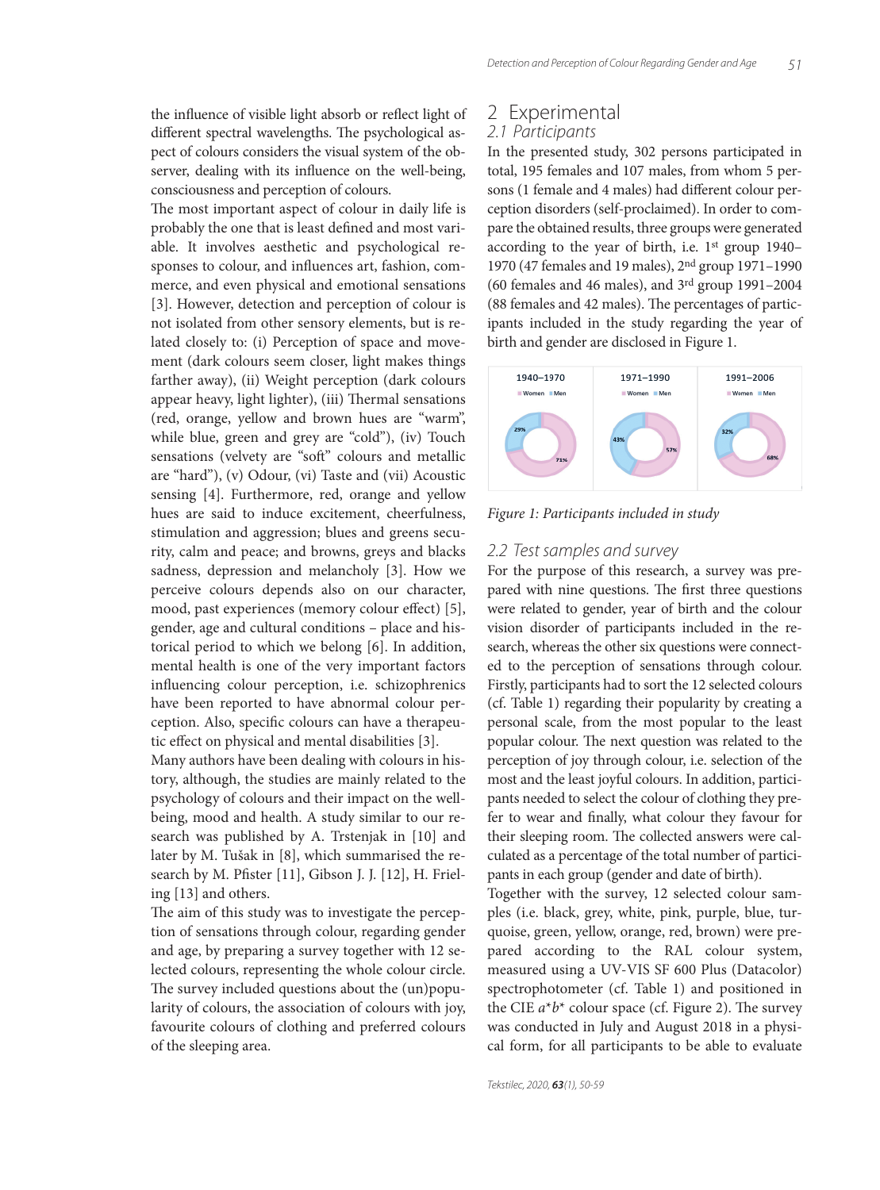the influence of visible light absorb or reflect light of different spectral wavelengths. The psychological aspect of colours considers the visual system of the observer, dealing with its influence on the well-being, consciousness and perception of colours.

The most important aspect of colour in daily life is probably the one that is least defined and most variable. It involves aesthetic and psychological responses to colour, and influences art, fashion, commerce, and even physical and emotional sensations [3]. However, detection and perception of colour is not isolated from other sensory elements, but is related closely to: (i) Perception of space and movement (dark colours seem closer, light makes things farther away), (ii) Weight perception (dark colours appear heavy, light lighter), (iii) Thermal sensations (red, orange, yellow and brown hues are "warm", while blue, green and grey are "cold"), (iv) Touch sensations (velvety are "soft" colours and metallic are "hard"), (v) Odour, (vi) Taste and (vii) Acoustic sensing [4]. Furthermore, red, orange and yellow hues are said to induce excitement, cheerfulness, stimulation and aggression; blues and greens security, calm and peace; and browns, greys and blacks sadness, depression and melancholy [3]. How we perceive colours depends also on our character, mood, past experiences (memory colour effect) [5], gender, age and cultural conditions – place and historical period to which we belong [6]. In addition, mental health is one of the very important factors influencing colour perception, i.e. schizophrenics have been reported to have abnormal colour perception. Also, specific colours can have a therapeutic effect on physical and mental disabilities [3].

Many authors have been dealing with colours in history, although, the studies are mainly related to the psychology of colours and their impact on the well-being, mood and health. A study similar to our research was published by A. Trstenjak in [10] and later by M. Tušak in [8], which summarised the research by M. Pfister [11], Gibson J. J. [12], H. Frieling [13] and others.

The aim of this study was to investigate the perception of sensations through colour, regarding gender and age, by preparing a survey together with 12 selected colours, representing the whole colour circle. The survey included questions about the (un)popularity of colours, the association of colours with joy, favourite colours of clothing and preferred colours of the sleeping area.

# 2 Experimental

## 2.1 Participants

In the presented study, 302 persons participated in total, 195 females and 107 males, from whom 5 persons (1 female and 4 males) had different colour perception disorders (self-proclaimed). In order to compare the obtained results, three groups were generated according to the year of birth, i.e. 1st group 1940–1970 (47 females and 19 males), 2nd group 1971–1990 (60 females and 46 males), and 3rd group 1991–2004 (88 females and 42 males). The percentages of participants included in the study regarding the year of birth and gender are disclosed in Figure 1.

| | 1940–1970 | 1971–1990 | 1991–2006 |
|---|---|---|---|
| Women | 71% | 57% | 68% |
| Men | 29% | 43% | 32% |

*Figure 1: Participants included in study*

## 2.2 Test samples and survey

For the purpose of this research, a survey was prepared with nine questions. The first three questions were related to gender, year of birth and the colour vision disorder of participants included in the research, whereas the other six questions were connected to the perception of sensations through colour. Firstly, participants had to sort the 12 selected colours (cf. Table 1) regarding their popularity by creating a personal scale, from the most popular to the least popular colour. The next question was related to the perception of joy through colour, i.e. selection of the most and the least joyful colours. In addition, participants needed to select the colour of clothing they prefer to wear and finally, what colour they favour for their sleeping room. The collected answers were calculated as a percentage of the total number of participants in each group (gender and date of birth).

Together with the survey, 12 selected colour samples (i.e. black, grey, white, pink, purple, blue, turquoise, green, yellow, orange, red, brown) were prepared according to the RAL colour system, measured using a UV-VIS SF 600 Plus (Datacolor) spectrophotometer (cf. Table 1) and positioned in the CIE $a^*b^*$ colour space (cf. Figure 2). The survey was conducted in July and August 2018 in a physical form, for all participants to be able to evaluate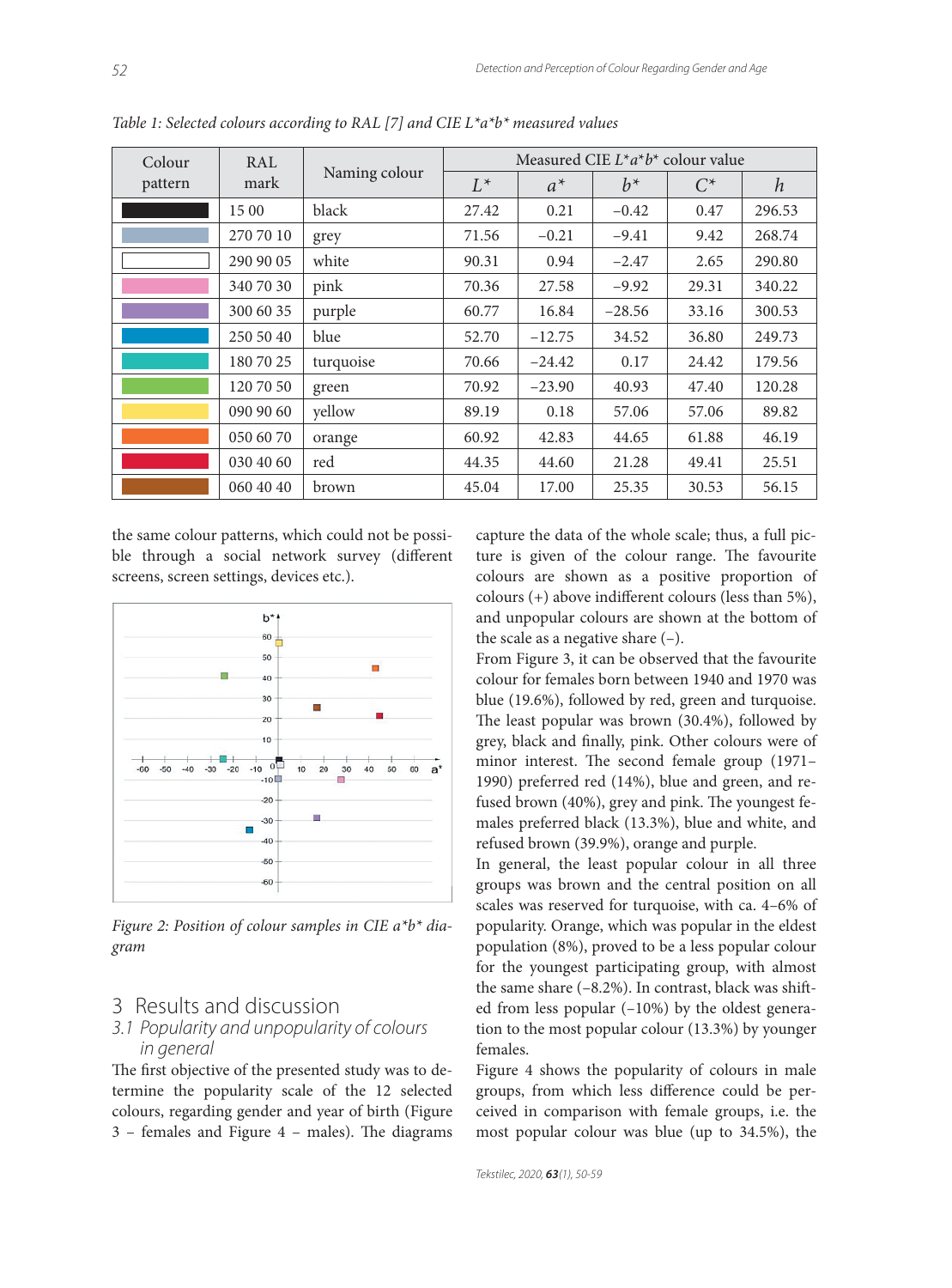*Table 1: Selected colours according to RAL [7] and CIE L*a*b* measured values*

| Colour pattern | RAL mark | Naming colour | Measured CIE $L^*a^*b^*$ colour value | | | | |
|---|---|---|---|---|---|---|---|
| | | | $L^*$ | $a^*$ | $b^*$ | $C^*$ | $h$ |
| | 15 00 | black | 27.42 | 0.21 | −0.42 | 0.47 | 296.53 |
| | 270 70 10 | grey | 71.56 | −0.21 | −9.41 | 9.42 | 268.74 |
| | 290 90 05 | white | 90.31 | 0.94 | −2.47 | 2.65 | 290.80 |
| | 340 70 30 | pink | 70.36 | 27.58 | −9.92 | 29.31 | 340.22 |
| | 300 60 35 | purple | 60.77 | 16.84 | −28.56 | 33.16 | 300.53 |
| | 250 50 40 | blue | 52.70 | −12.75 | 34.52 | 36.80 | 249.73 |
| | 180 70 25 | turquoise | 70.66 | −24.42 | 0.17 | 24.42 | 179.56 |
| | 120 70 50 | green | 70.92 | −23.90 | 40.93 | 47.40 | 120.28 |
| | 090 90 60 | yellow | 89.19 | 0.18 | 57.06 | 57.06 | 89.82 |
| | 050 60 70 | orange | 60.92 | 42.83 | 44.65 | 61.88 | 46.19 |
| | 030 40 60 | red | 44.35 | 44.60 | 21.28 | 49.41 | 25.51 |
| | 060 40 40 | brown | 45.04 | 17.00 | 25.35 | 30.53 | 56.15 |

the same colour patterns, which could not be possible through a social network survey (different screens, screen settings, devices etc.).

*Figure 2: Position of colour samples in CIE a*b* diagram*

## 3 Results and discussion

### 3.1 Popularity and unpopularity of colours in general

The first objective of the presented study was to determine the popularity scale of the 12 selected colours, regarding gender and year of birth (Figure 3 – females and Figure 4 – males). The diagrams capture the data of the whole scale; thus, a full picture is given of the colour range. The favourite colours are shown as a positive proportion of colours (+) above indifferent colours (less than 5%), and unpopular colours are shown at the bottom of the scale as a negative share (–).

From Figure 3, it can be observed that the favourite colour for females born between 1940 and 1970 was blue (19.6%), followed by red, green and turquoise. The least popular was brown (30.4%), followed by grey, black and finally, pink. Other colours were of minor interest. The second female group (1971–1990) preferred red (14%), blue and green, and refused brown (40%), grey and pink. The youngest females preferred black (13.3%), blue and white, and refused brown (39.9%), orange and purple.

In general, the least popular colour in all three groups was brown and the central position on all scales was reserved for turquoise, with ca. 4–6% of popularity. Orange, which was popular in the eldest population (8%), proved to be a less popular colour for the youngest participating group, with almost the same share (–8.2%). In contrast, black was shifted from less popular (–10%) by the oldest generation to the most popular colour (13.3%) by younger females.

Figure 4 shows the popularity of colours in male groups, from which less difference could be perceived in comparison with female groups, i.e. the most popular colour was blue (up to 34.5%), the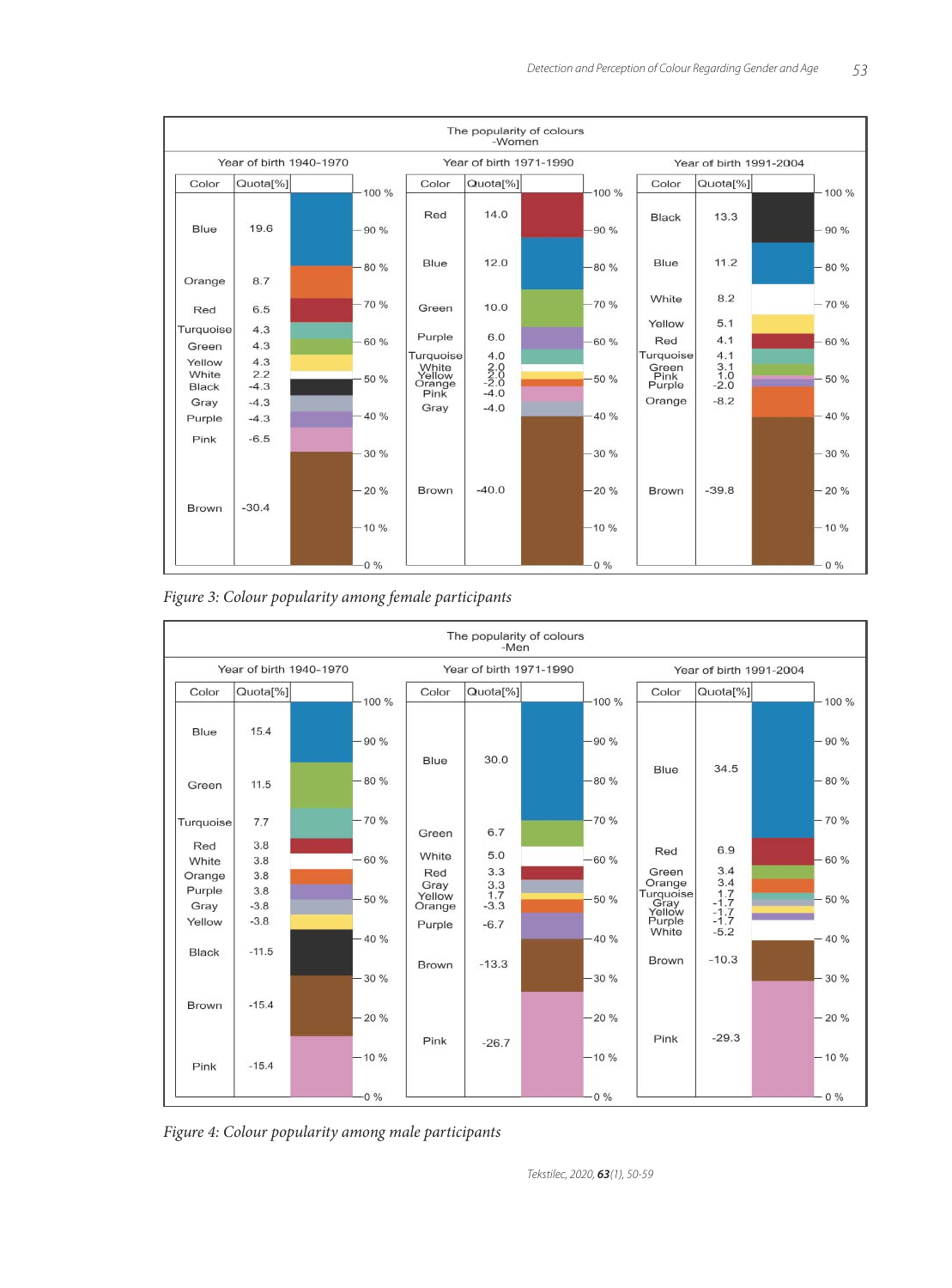The popularity of colours
-Women

| Year of birth 1940–1970 | | Year of birth 1971–1990 | | Year of birth 1991–2004 | |
|---|---|---|---|---|---|
| Color | Quota[%] | Color | Quota[%] | Color | Quota[%] |
| Blue | 19.6 | Red | 14.0 | Black | 13.3 |
| Orange | 8.7 | Blue | 12.0 | Blue | 11.2 |
| Red | 6.5 | Green | 10.0 | White | 8.2 |
| Turquoise | 4.3 | Purple | 6.0 | Yellow | 5.1 |
| Green | 4.3 | Turquoise | 4.0 | Red | 4.1 |
| Yellow | 4.3 | White | 2.0 | Turquoise | 4.1 |
| White | 2.2 | Yellow | 2.0 | Green | 3.1 |
| Black | -4.3 | Orange | -2.0 | Pink | 1.0 |
| Gray | -4.3 | Pink | -4.0 | Purple | -2.0 |
| Purple | -4.3 | Gray | -4.0 | Orange | -8.2 |
| Pink | -6.5 | Brown | -40.0 | Brown | -39.8 |
| Brown | -30.4 | | | | |

*Figure 3: Colour popularity among female participants*

The popularity of colours
-Men

| Year of birth 1940–1970 | | Year of birth 1971–1990 | | Year of birth 1991–2004 | |
|---|---|---|---|---|---|
| Color | Quota[%] | Color | Quota[%] | Color | Quota[%] |
| Blue | 15.4 | Blue | 30.0 | Blue | 34.5 |
| Green | 11.5 | Green | 6.7 | Red | 6.9 |
| Turquoise | 7.7 | White | 5.0 | Green | 3.4 |
| Red | 3.8 | Red | 3.3 | Orange | 3.4 |
| White | 3.8 | Gray | 3.3 | Turquoise | 1.7 |
| Orange | 3.8 | Yellow | 1.7 | Gray | -1.7 |
| Purple | 3.8 | Orange | -3.3 | Yellow | -1.7 |
| Gray | -3.8 | Purple | -6.7 | Purple | -1.7 |
| Yellow | -3.8 | Brown | -13.3 | White | -5.2 |
| Black | -11.5 | Pink | -26.7 | Brown | -10.3 |
| Brown | -15.4 | | | Pink | -29.3 |
| Pink | -15.4 | | | | |

*Figure 4: Colour popularity among male participants*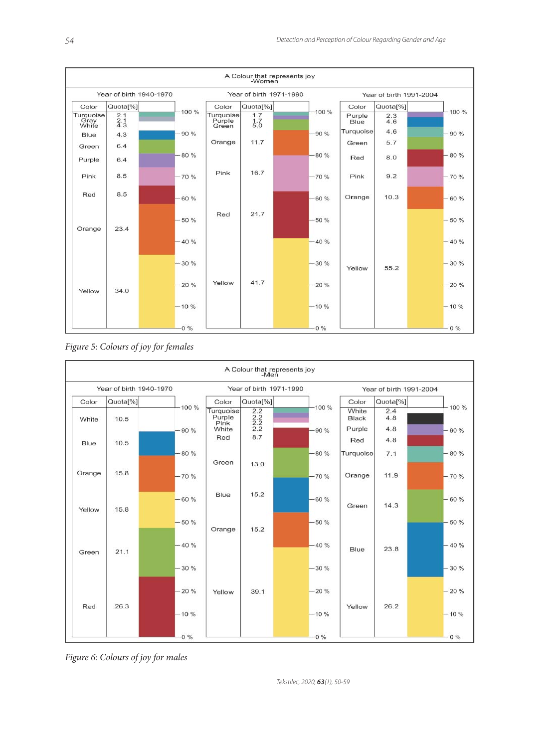A Colour that represents joy -Women

| Year of birth 1940-1970 | | Year of birth 1971-1990 | | Year of birth 1991-2004 | |
|---|---|---|---|---|---|
| Color | Quota[%] | Color | Quota[%] | Color | Quota[%] |
| Turquoise | 2.1 | Turquoise | 1.7 | Purple | 2.3 |
| Gray | 2.1 | Purple | 1.7 | Blue | 4.6 |
| White | 4.3 | Green | 5.0 | Turquoise | 4.6 |
| Blue | 4.3 | Orange | 11.7 | Green | 5.7 |
| Green | 6.4 | Pink | 16.7 | Red | 8.0 |
| Purple | 6.4 | Red | 21.7 | Pink | 9.2 |
| Pink | 8.5 | Yellow | 41.7 | Orange | 10.3 |
| Red | 8.5 | | | Yellow | 55.2 |
| Orange | 23.4 | | | | |
| Yellow | 34.0 | | | | |

*Figure 5: Colours of joy for females*

A Colour that represents joy -Men

| Year of birth 1940-1970 | | Year of birth 1971-1990 | | Year of birth 1991-2004 | |
|---|---|---|---|---|---|
| Color | Quota[%] | Color | Quota[%] | Color | Quota[%] |
| White | 10.5 | Turquoise | 2.2 | White | 2.4 |
| Blue | 10.5 | Purple | 2.2 | Black | 4.8 |
| Orange | 15.8 | Pink | 2.2 | Purple | 4.8 |
| Yellow | 15.8 | White | 2.2 | Red | 4.8 |
| Green | 21.1 | Red | 8.7 | Turquoise | 7.1 |
| Red | 26.3 | Green | 13.0 | Orange | 11.9 |
| | | Blue | 15.2 | Green | 14.3 |
| | | Orange | 15.2 | Blue | 23.8 |
| | | Yellow | 39.1 | Yellow | 26.2 |

*Figure 6: Colours of joy for males*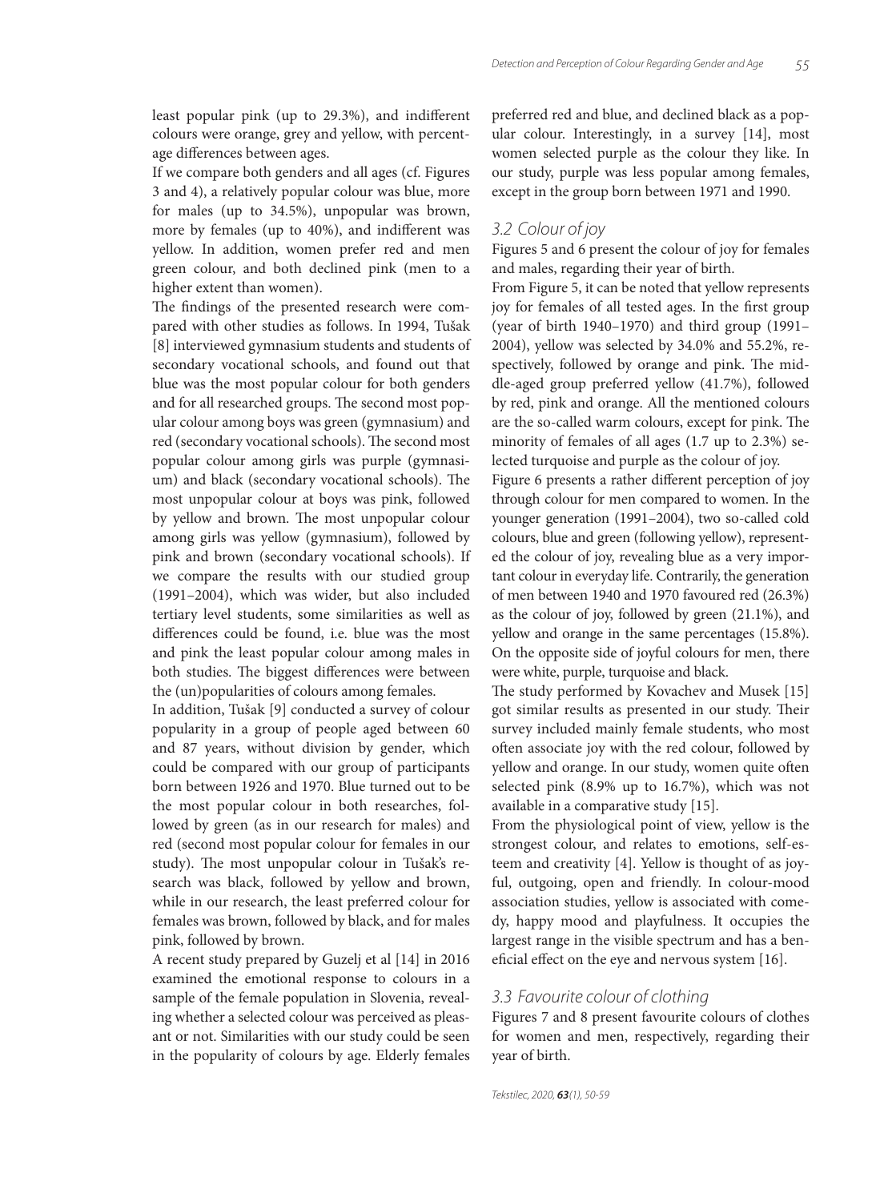least popular pink (up to 29.3%), and indifferent colours were orange, grey and yellow, with percentage differences between ages.

If we compare both genders and all ages (cf. Figures 3 and 4), a relatively popular colour was blue, more for males (up to 34.5%), unpopular was brown, more by females (up to 40%), and indifferent was yellow. In addition, women prefer red and men green colour, and both declined pink (men to a higher extent than women).

The findings of the presented research were compared with other studies as follows. In 1994, Tušak [8] interviewed gymnasium students and students of secondary vocational schools, and found out that blue was the most popular colour for both genders and for all researched groups. The second most popular colour among boys was green (gymnasium) and red (secondary vocational schools). The second most popular colour among girls was purple (gymnasium) and black (secondary vocational schools). The most unpopular colour at boys was pink, followed by yellow and brown. The most unpopular colour among girls was yellow (gymnasium), followed by pink and brown (secondary vocational schools). If we compare the results with our studied group (1991–2004), which was wider, but also included tertiary level students, some similarities as well as differences could be found, i.e. blue was the most and pink the least popular colour among males in both studies. The biggest differences were between the (un)popularities of colours among females.

In addition, Tušak [9] conducted a survey of colour popularity in a group of people aged between 60 and 87 years, without division by gender, which could be compared with our group of participants born between 1926 and 1970. Blue turned out to be the most popular colour in both researches, followed by green (as in our research for males) and red (second most popular colour for females in our study). The most unpopular colour in Tušak's research was black, followed by yellow and brown, while in our research, the least preferred colour for females was brown, followed by black, and for males pink, followed by brown.

A recent study prepared by Guzelj et al [14] in 2016 examined the emotional response to colours in a sample of the female population in Slovenia, revealing whether a selected colour was perceived as pleasant or not. Similarities with our study could be seen in the popularity of colours by age. Elderly females preferred red and blue, and declined black as a popular colour. Interestingly, in a survey [14], most women selected purple as the colour they like. In our study, purple was less popular among females, except in the group born between 1971 and 1990.

### 3.2 Colour of joy

Figures 5 and 6 present the colour of joy for females and males, regarding their year of birth.

From Figure 5, it can be noted that yellow represents joy for females of all tested ages. In the first group (year of birth 1940–1970) and third group (1991–2004), yellow was selected by 34.0% and 55.2%, respectively, followed by orange and pink. The middle-aged group preferred yellow (41.7%), followed by red, pink and orange. All the mentioned colours are the so-called warm colours, except for pink. The minority of females of all ages (1.7 up to 2.3%) selected turquoise and purple as the colour of joy.

Figure 6 presents a rather different perception of joy through colour for men compared to women. In the younger generation (1991–2004), two so-called cold colours, blue and green (following yellow), represented the colour of joy, revealing blue as a very important colour in everyday life. Contrarily, the generation of men between 1940 and 1970 favoured red (26.3%) as the colour of joy, followed by green (21.1%), and yellow and orange in the same percentages (15.8%). On the opposite side of joyful colours for men, there were white, purple, turquoise and black.

The study performed by Kovachev and Musek [15] got similar results as presented in our study. Their survey included mainly female students, who most often associate joy with the red colour, followed by yellow and orange. In our study, women quite often selected pink (8.9% up to 16.7%), which was not available in a comparative study [15].

From the physiological point of view, yellow is the strongest colour, and relates to emotions, self-esteem and creativity [4]. Yellow is thought of as joyful, outgoing, open and friendly. In colour-mood association studies, yellow is associated with comedy, happy mood and playfulness. It occupies the largest range in the visible spectrum and has a beneficial effect on the eye and nervous system [16].

### 3.3 Favourite colour of clothing

Figures 7 and 8 present favourite colours of clothes for women and men, respectively, regarding their year of birth.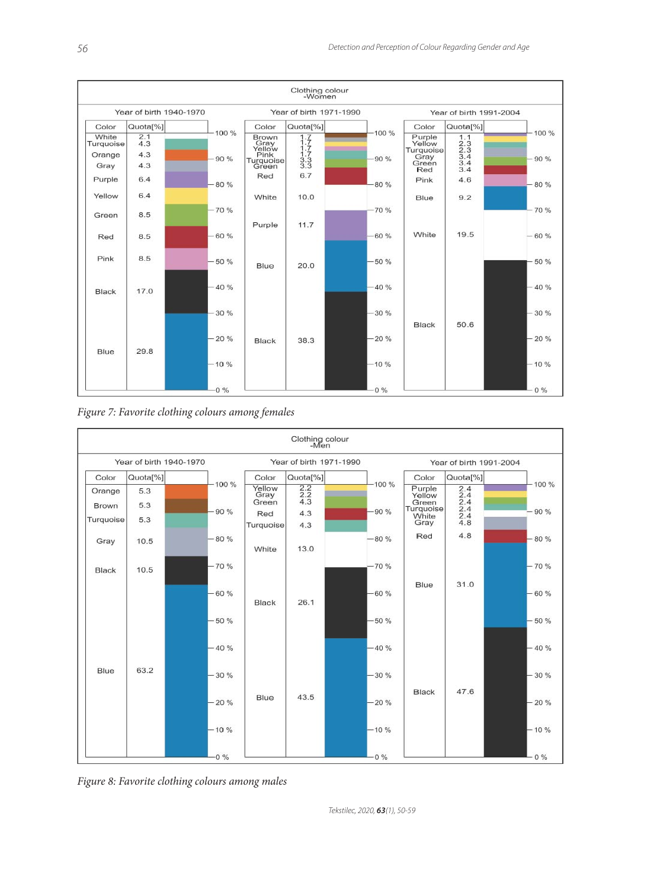| Clothing colour -Women | | | | | |
|---|---|---|---|---|---|
| Year of birth 1940-1970 | | Year of birth 1971-1990 | | Year of birth 1991-2004 | |
| Color | Quota[%] | Color | Quota[%] | Color | Quota[%] |
| White | 2.1 | Brown | 1.7 | Purple | 1.1 |
| Turquoise | 4.3 | Gray | 1.7 | Yellow | 2.3 |
| Orange | 4.3 | Yellow | 1.7 | Turquoise | 2.3 |
| Gray | 4.3 | Pink | 1.7 | Gray | 3.4 |
| Purple | 6.4 | Turquoise | 3.3 | Green | 3.4 |
| Yellow | 6.4 | Green | 3.3 | Red | 3.4 |
| Green | 8.5 | Red | 6.7 | Pink | 4.6 |
| Red | 8.5 | White | 10.0 | Blue | 9.2 |
| Pink | 8.5 | Purple | 11.7 | White | 19.5 |
| Black | 17.0 | Blue | 20.0 | Black | 50.6 |
| Blue | 29.8 | Black | 38.3 | | |

*Figure 7: Favorite clothing colours among females*

| Clothing colour -Men | | | | | |
|---|---|---|---|---|---|
| Year of birth 1940-1970 | | Year of birth 1971-1990 | | Year of birth 1991-2004 | |
| Color | Quota[%] | Color | Quota[%] | Color | Quota[%] |
| Orange | 5.3 | Yellow | 2.2 | Purple | 2.4 |
| Brown | 5.3 | Gray | 2.2 | Yellow | 2.4 |
| Turquoise | 5.3 | Green | 4.3 | Green | 2.4 |
| Gray | 10.5 | Red | 4.3 | Turquoise | 2.4 |
| Black | 10.5 | Turquoise | 4.3 | White | 2.4 |
| Blue | 63.2 | White | 13.0 | Gray | 4.8 |
| | | Black | 26.1 | Red | 4.8 |
| | | Blue | 43.5 | Blue | 31.0 |
| | | | | Black | 47.6 |

*Figure 8: Favorite clothing colours among males*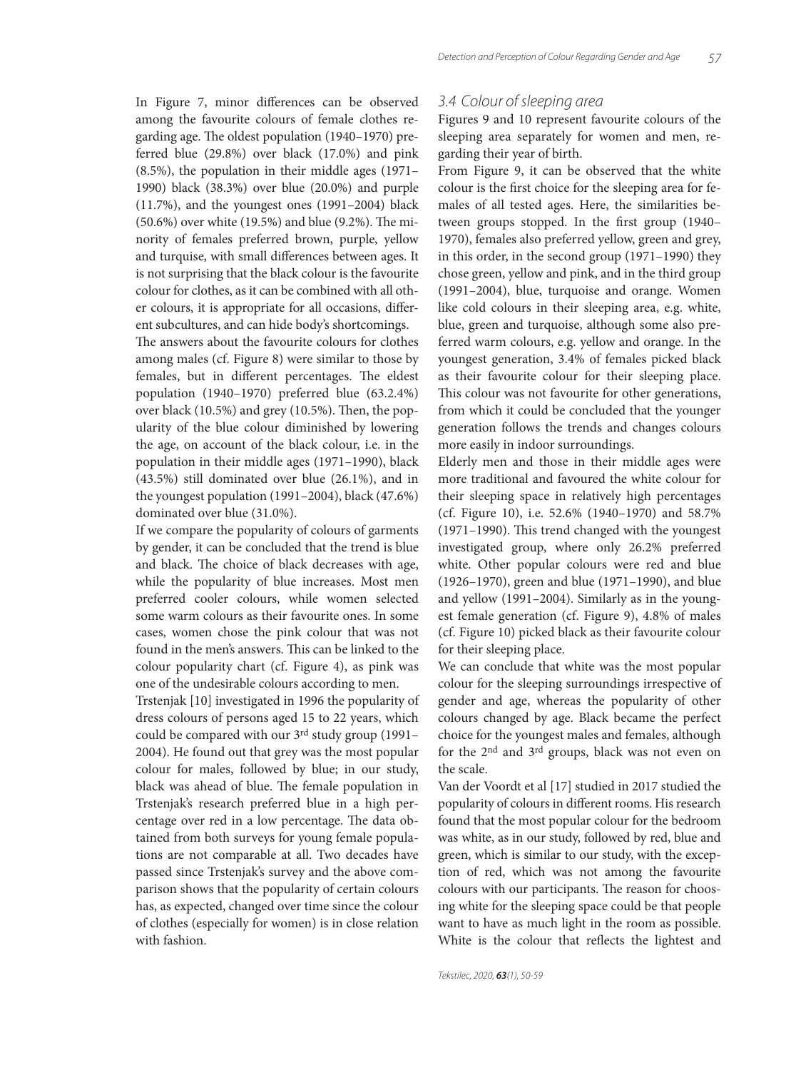In Figure 7, minor differences can be observed among the favourite colours of female clothes regarding age. The oldest population (1940–1970) preferred blue (29.8%) over black (17.0%) and pink (8.5%), the population in their middle ages (1971–1990) black (38.3%) over blue (20.0%) and purple (11.7%), and the youngest ones (1991–2004) black (50.6%) over white (19.5%) and blue (9.2%). The minority of females preferred brown, purple, yellow and turquise, with small differences between ages. It is not surprising that the black colour is the favourite colour for clothes, as it can be combined with all other colours, it is appropriate for all occasions, different subcultures, and can hide body's shortcomings.

The answers about the favourite colours for clothes among males (cf. Figure 8) were similar to those by females, but in different percentages. The eldest population (1940–1970) preferred blue (63.2.4%) over black (10.5%) and grey (10.5%). Then, the popularity of the blue colour diminished by lowering the age, on account of the black colour, i.e. in the population in their middle ages (1971–1990), black (43.5%) still dominated over blue (26.1%), and in the youngest population (1991–2004), black (47.6%) dominated over blue (31.0%).

If we compare the popularity of colours of garments by gender, it can be concluded that the trend is blue and black. The choice of black decreases with age, while the popularity of blue increases. Most men preferred cooler colours, while women selected some warm colours as their favourite ones. In some cases, women chose the pink colour that was not found in the men's answers. This can be linked to the colour popularity chart (cf. Figure 4), as pink was one of the undesirable colours according to men.

Trstenjak [10] investigated in 1996 the popularity of dress colours of persons aged 15 to 22 years, which could be compared with our 3rd study group (1991–2004). He found out that grey was the most popular colour for males, followed by blue; in our study, black was ahead of blue. The female population in Trstenjak's research preferred blue in a high percentage over red in a low percentage. The data obtained from both surveys for young female populations are not comparable at all. Two decades have passed since Trstenjak's survey and the above comparison shows that the popularity of certain colours has, as expected, changed over time since the colour of clothes (especially for women) is in close relation with fashion.

### *3.4 Colour of sleeping area*

Figures 9 and 10 represent favourite colours of the sleeping area separately for women and men, regarding their year of birth.

From Figure 9, it can be observed that the white colour is the first choice for the sleeping area for females of all tested ages. Here, the similarities between groups stopped. In the first group (1940–1970), females also preferred yellow, green and grey, in this order, in the second group (1971–1990) they chose green, yellow and pink, and in the third group (1991–2004), blue, turquoise and orange. Women like cold colours in their sleeping area, e.g. white, blue, green and turquoise, although some also preferred warm colours, e.g. yellow and orange. In the youngest generation, 3.4% of females picked black as their favourite colour for their sleeping place. This colour was not favourite for other generations, from which it could be concluded that the younger generation follows the trends and changes colours more easily in indoor surroundings.

Elderly men and those in their middle ages were more traditional and favoured the white colour for their sleeping space in relatively high percentages (cf. Figure 10), i.e. 52.6% (1940–1970) and 58.7% (1971–1990). This trend changed with the youngest investigated group, where only 26.2% preferred white. Other popular colours were red and blue (1926–1970), green and blue (1971–1990), and blue and yellow (1991–2004). Similarly as in the youngest female generation (cf. Figure 9), 4.8% of males (cf. Figure 10) picked black as their favourite colour for their sleeping place.

We can conclude that white was the most popular colour for the sleeping surroundings irrespective of gender and age, whereas the popularity of other colours changed by age. Black became the perfect choice for the youngest males and females, although for the 2nd and 3rd groups, black was not even on the scale.

Van der Voordt et al [17] studied in 2017 studied the popularity of colours in different rooms. His research found that the most popular colour for the bedroom was white, as in our study, followed by red, blue and green, which is similar to our study, with the exception of red, which was not among the favourite colours with our participants. The reason for choosing white for the sleeping space could be that people want to have as much light in the room as possible. White is the colour that reflects the lightest and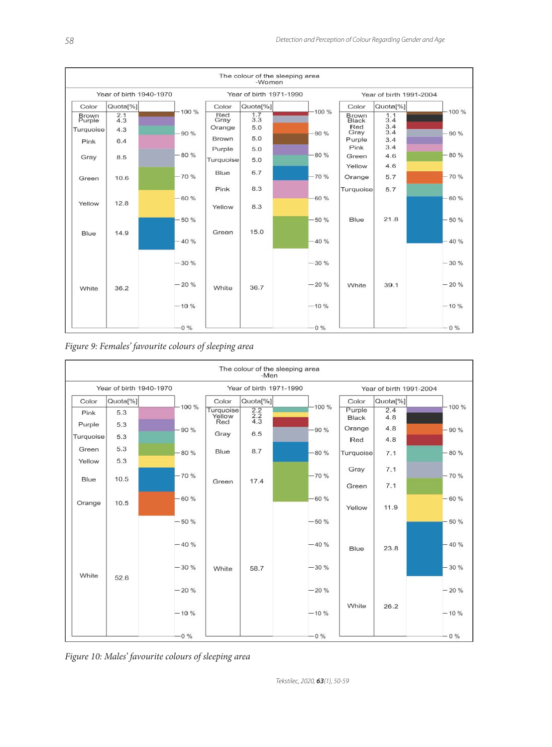The colour of the sleeping area -Women

**Year of birth 1940-1970**

| Color | Quota[%] |
|---|---|
| Brown | 2.1 |
| Purple | 4.3 |
| Turquoise | 4.3 |
| Pink | 6.4 |
| Gray | 8.5 |
| Green | 10.6 |
| Yellow | 12.8 |
| Blue | 14.9 |
| White | 36.2 |

**Year of birth 1971-1990**

| Color | Quota[%] |
|---|---|
| Red | 1.7 |
| Gray | 3.3 |
| Orange | 5.0 |
| Brown | 5.0 |
| Purple | 5.0 |
| Turquoise | 5.0 |
| Blue | 6.7 |
| Pink | 8.3 |
| Yellow | 8.3 |
| Green | 15.0 |
| White | 36.7 |

**Year of birth 1991-2004**

| Color | Quota[%] |
|---|---|
| Brown | 1.1 |
| Black | 3.4 |
| Red | 3.4 |
| Gray | 3.4 |
| Purple | 3.4 |
| Pink | 3.4 |
| Green | 4.6 |
| Yellow | 4.6 |
| Orange | 5.7 |
| Turquoise | 5.7 |
| Blue | 21.8 |
| White | 39.1 |

*Figure 9: Females' favourite colours of sleeping area*

The colour of the sleeping area -Men

**Year of birth 1940-1970**

| Color | Quota[%] |
|---|---|
| Pink | 5.3 |
| Purple | 5.3 |
| Turquoise | 5.3 |
| Green | 5.3 |
| Yellow | 5.3 |
| Blue | 10.5 |
| Orange | 10.5 |
| White | 52.6 |

**Year of birth 1971-1990**

| Color | Quota[%] |
|---|---|
| Turquoise | 2.2 |
| Yellow | 2.2 |
| Red | 4.3 |
| Gray | 6.5 |
| Blue | 8.7 |
| Green | 17.4 |
| White | 58.7 |

**Year of birth 1991-2004**

| Color | Quota[%] |
|---|---|
| Purple | 2.4 |
| Black | 4.8 |
| Orange | 4.8 |
| Red | 4.8 |
| Turquoise | 7.1 |
| Gray | 7.1 |
| Green | 7.1 |
| Yellow | 11.9 |
| Blue | 23.8 |
| White | 26.2 |

*Figure 10: Males' favourite colours of sleeping area*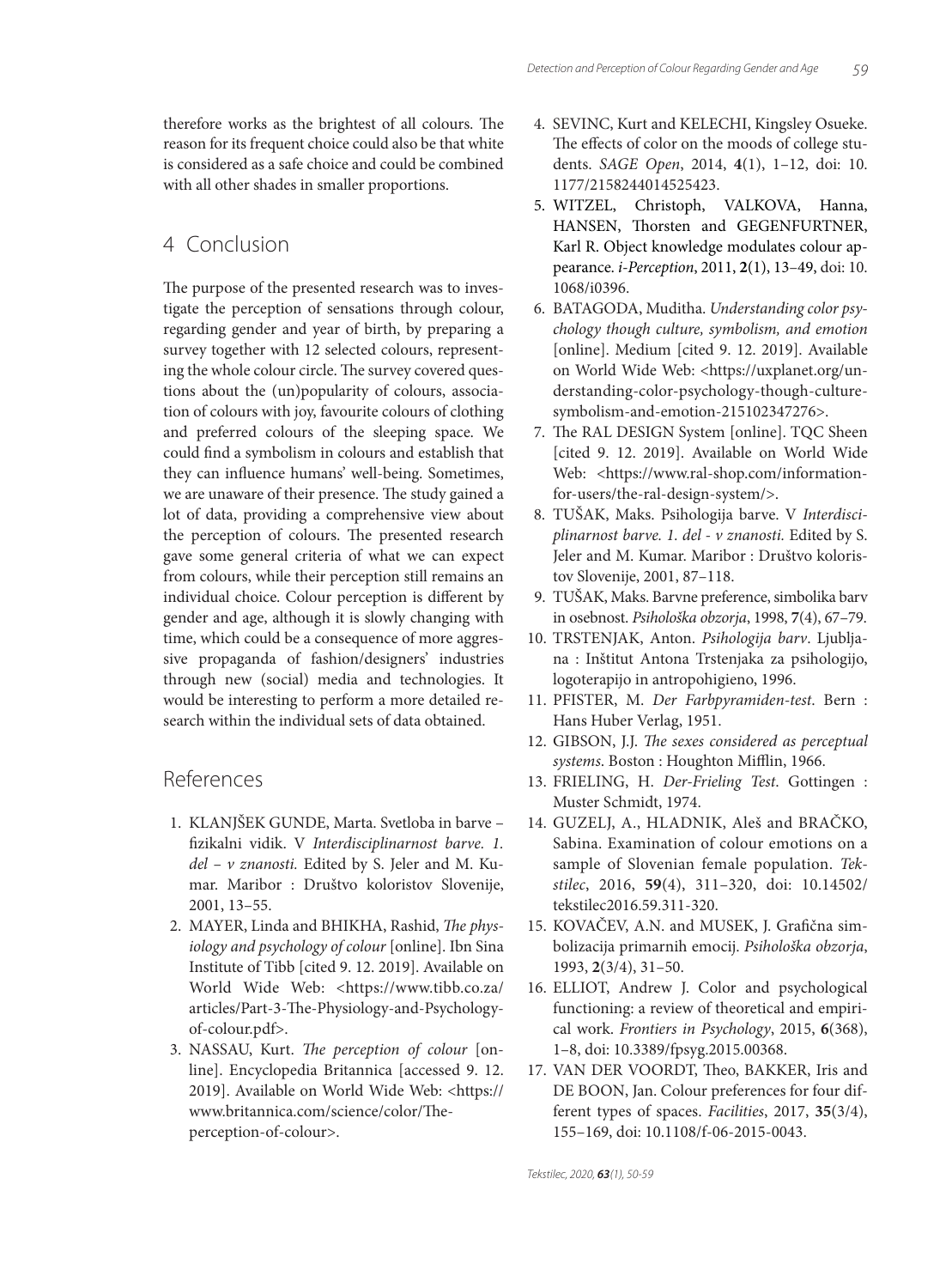therefore works as the brightest of all colours. The reason for its frequent choice could also be that white is considered as a safe choice and could be combined with all other shades in smaller proportions.

## 4 Conclusion

The purpose of the presented research was to investigate the perception of sensations through colour, regarding gender and year of birth, by preparing a survey together with 12 selected colours, representing the whole colour circle. The survey covered questions about the (un)popularity of colours, association of colours with joy, favourite colours of clothing and preferred colours of the sleeping space. We could find a symbolism in colours and establish that they can influence humans' well-being. Sometimes, we are unaware of their presence. The study gained a lot of data, providing a comprehensive view about the perception of colours. The presented research gave some general criteria of what we can expect from colours, while their perception still remains an individual choice. Colour perception is different by gender and age, although it is slowly changing with time, which could be a consequence of more aggressive propaganda of fashion/designers' industries through new (social) media and technologies. It would be interesting to perform a more detailed research within the individual sets of data obtained.

## References

1. KLANJŠEK GUNDE, Marta. Svetloba in barve – fizikalni vidik. V *Interdisciplinarnost barve. 1. del – v znanosti.* Edited by S. Jeler and M. Kumar. Maribor : Društvo koloristov Slovenije, 2001, 13–55.
2. MAYER, Linda and BHIKHA, Rashid, *The physiology and psychology of colour* [online]. Ibn Sina Institute of Tibb [cited 9. 12. 2019]. Available on World Wide Web: <https://www.tibb.co.za/articles/Part-3-The-Physiology-and-Psychology-of-colour.pdf>.
3. NASSAU, Kurt. *The perception of colour* [online]. Encyclopedia Britannica [accessed 9. 12. 2019]. Available on World Wide Web: <https://www.britannica.com/science/color/The-perception-of-colour>.
4. SEVINC, Kurt and KELECHI, Kingsley Osueke. The effects of color on the moods of college students. *SAGE Open*, 2014, **4**(1), 1–12, doi: 10.1177/2158244014525423.
5. WITZEL, Christoph, VALKOVA, Hanna, HANSEN, Thorsten and GEGENFURTNER, Karl R. Object knowledge modulates colour appearance. *i-Perception*, 2011, **2**(1), 13–49, doi: 10.1068/i0396.
6. BATAGODA, Muditha. *Understanding color psychology though culture, symbolism, and emotion* [online]. Medium [cited 9. 12. 2019]. Available on World Wide Web: <https://uxplanet.org/understanding-color-psychology-though-culture-symbolism-and-emotion-215102347276>.
7. The RAL DESIGN System [online]. TQC Sheen [cited 9. 12. 2019]. Available on World Wide Web: <https://www.ral-shop.com/information-for-users/the-ral-design-system/>.
8. TUŠAK, Maks. Psihologija barve. V *Interdisciplinarnost barve. 1. del - v znanosti.* Edited by S. Jeler and M. Kumar. Maribor : Društvo koloristov Slovenije, 2001, 87–118.
9. TUŠAK, Maks. Barvne preference, simbolika barv in osebnost. *Psihološka obzorja*, 1998, **7**(4), 67–79.
10. TRSTENJAK, Anton. *Psihologija barv*. Ljubljana : Inštitut Antona Trstenjaka za psihologijo, logoterapijo in antropohigieno, 1996.
11. PFISTER, M. *Der Farbpyramiden-test*. Bern : Hans Huber Verlag, 1951.
12. GIBSON, J.J. *The sexes considered as perceptual systems*. Boston : Houghton Mifflin, 1966.
13. FRIELING, H. *Der-Frieling Test*. Gottingen : Muster Schmidt, 1974.
14. GUZELJ, A., HLADNIK, Aleš and BRAČKO, Sabina. Examination of colour emotions on a sample of Slovenian female population. *Tekstilec*, 2016, **59**(4), 311–320, doi: 10.14502/tekstilec2016.59.311-320.
15. KOVAČEV, A.N. and MUSEK, J. Grafična simbolizacija primarnih emocij. *Psihološka obzorja*, 1993, **2**(3/4), 31–50.
16. ELLIOT, Andrew J. Color and psychological functioning: a review of theoretical and empirical work. *Frontiers in Psychology*, 2015, **6**(368), 1–8, doi: 10.3389/fpsyg.2015.00368.
17. VAN DER VOORDT, Theo, BAKKER, Iris and DE BOON, Jan. Colour preferences for four different types of spaces. *Facilities*, 2017, **35**(3/4), 155–169, doi: 10.1108/f-06-2015-0043.